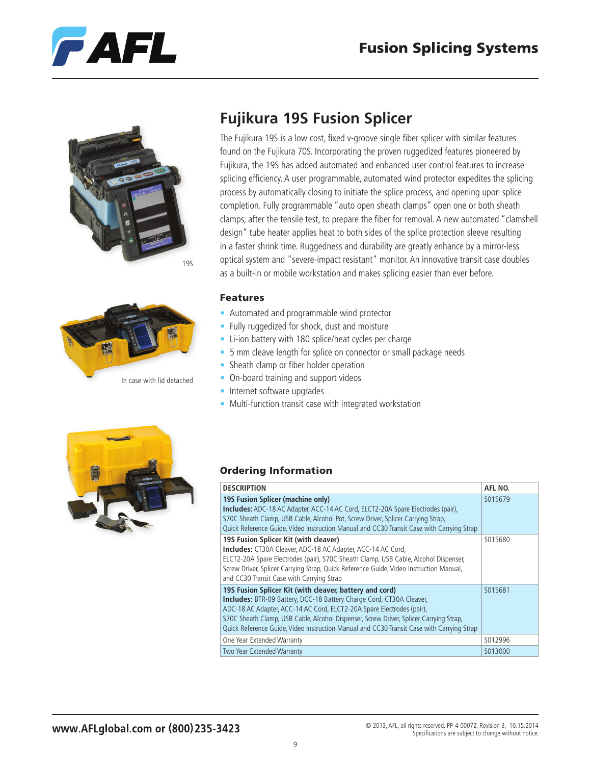# Fusion Splicing Systems

19S

In case with lid detached

## Fujikura 19S Fusion Splicer

The Fujikura 19S is a low cost, fixed v-groove single fiber splicer with similar features found on the Fujikura 70S. Incorporating the proven ruggedized features pioneered by Fujikura, the 19S has added automated and enhanced user control features to increase splicing efficiency. A user programmable, automated wind protector expedites the splicing process by automatically closing to initiate the splice process, and opening upon splice completion. Fully programmable "auto open sheath clamps" open one or both sheath clamps, after the tensile test, to prepare the fiber for removal. A new automated "clamshell design" tube heater applies heat to both sides of the splice protection sleeve resulting in a faster shrink time. Ruggedness and durability are greatly enhance by a mirror-less optical system and "severe-impact resistant" monitor. An innovative transit case doubles as a built-in or mobile workstation and makes splicing easier than ever before.

### Features

- Automated and programmable wind protector
- Fully ruggedized for shock, dust and moisture
- Li-ion battery with 180 splice/heat cycles per charge
- 5 mm cleave length for splice on connector or small package needs
- Sheath clamp or fiber holder operation
- On-board training and support videos
- Internet software upgrades
- Multi-function transit case with integrated workstation

### Ordering Information

| DESCRIPTION | AFL NO. |
|---|---|
| **19S Fusion Splicer (machine only)**<br>**Includes:** ADC-18 AC Adapter, ACC-14 AC Cord, ELCT2-20A Spare Electrodes (pair), S70C Sheath Clamp, USB Cable, Alcohol Pot, Screw Driver, Splicer Carrying Strap, Quick Reference Guide, Video Instruction Manual and CC30 Transit Case with Carrying Strap | S015679 |
| **19S Fusion Splicer Kit (with cleaver)**<br>**Includes:** CT30A Cleaver, ADC-18 AC Adapter, ACC-14 AC Cord, ELCT2-20A Spare Electrodes (pair), S70C Sheath Clamp, USB Cable, Alcohol Dispenser, Screw Driver, Splicer Carrying Strap, Quick Reference Guide, Video Instruction Manual, and CC30 Transit Case with Carrying Strap | S015680 |
| **19S Fusion Splicer Kit (with cleaver, battery and cord)**<br>**Includes:** BTR-09 Battery, DCC-18 Battery Charge Cord, CT30A Cleaver, ADC-18 AC Adapter, ACC-14 AC Cord, ELCT2-20A Spare Electrodes (pair), S70C Sheath Clamp, USB Cable, Alcohol Dispenser, Screw Driver, Splicer Carrying Strap, Quick Reference Guide, Video Instruction Manual and CC30 Transit Case with Carrying Strap | S015681 |
| One Year Extended Warranty | S012996 |
| Two Year Extended Warranty | S013000 |

www.AFLglobal.com or (800) 235-3423

© 2013, AFL, all rights reserved. PP-4-00072, Revision 3, 10.15.2014
Specifications are subject to change without notice.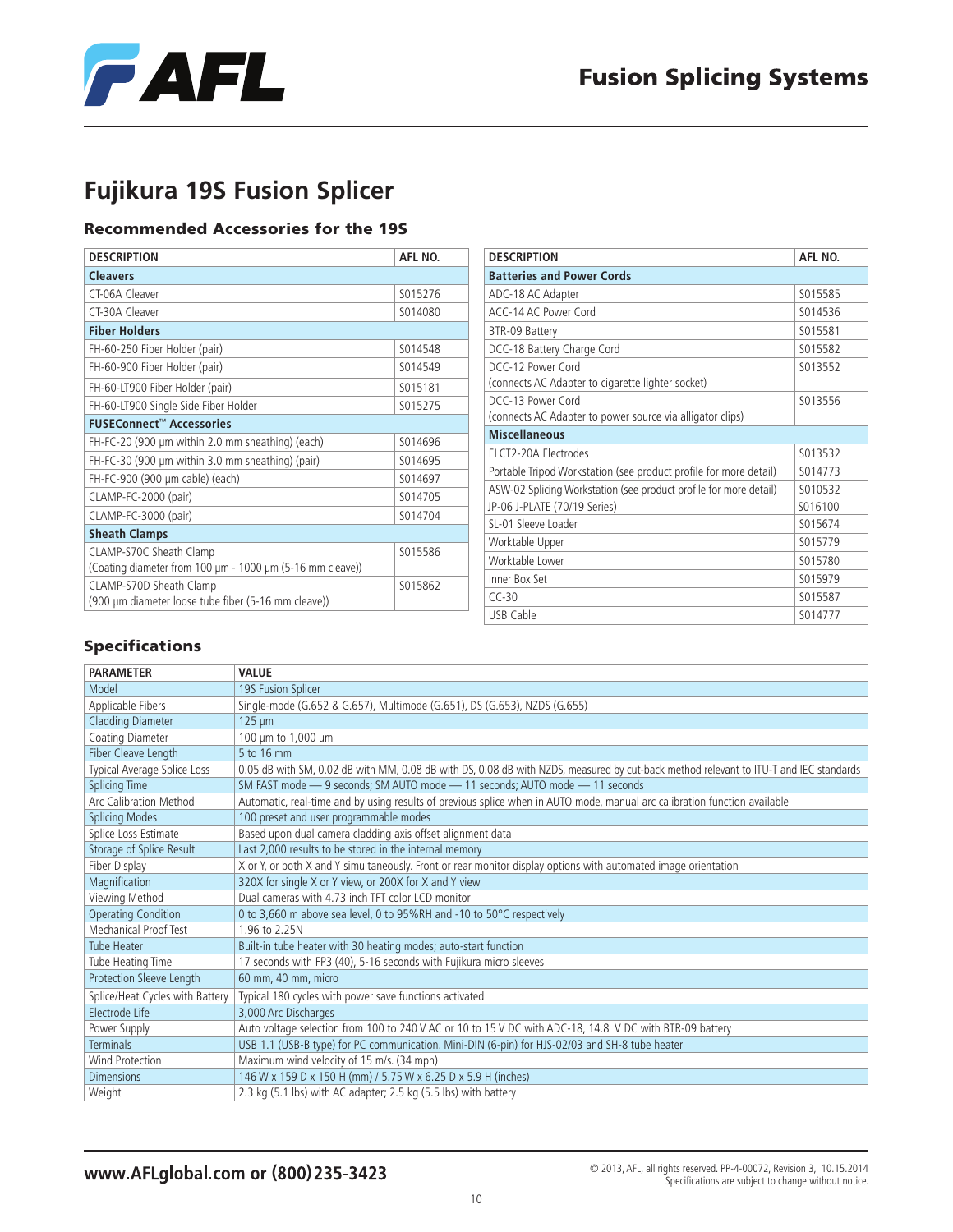# Fujikura 19S Fusion Splicer

### Recommended Accessories for the 19S

| DESCRIPTION | AFL NO. |
|---|---|
| **Cleavers** | |
| CT-06A Cleaver | S015276 |
| CT-30A Cleaver | S014080 |
| **Fiber Holders** | |
| FH-60-250 Fiber Holder (pair) | S014548 |
| FH-60-900 Fiber Holder (pair) | S014549 |
| FH-60-LT900 Fiber Holder (pair) | S015181 |
| FH-60-LT900 Single Side Fiber Holder | S015275 |
| **FUSEConnect™ Accessories** | |
| FH-FC-20 (900 µm within 2.0 mm sheathing) (each) | S014696 |
| FH-FC-30 (900 µm within 3.0 mm sheathing) (pair) | S014695 |
| FH-FC-900 (900 µm cable) (each) | S014697 |
| CLAMP-FC-2000 (pair) | S014705 |
| CLAMP-FC-3000 (pair) | S014704 |
| **Sheath Clamps** | |
| CLAMP-S70C Sheath Clamp (Coating diameter from 100 µm - 1000 µm (5-16 mm cleave)) | S015586 |
| CLAMP-S70D Sheath Clamp (900 µm diameter loose tube fiber (5-16 mm cleave)) | S015862 |

| DESCRIPTION | AFL NO. |
|---|---|
| **Batteries and Power Cords** | |
| ADC-18 AC Adapter | S015585 |
| ACC-14 AC Power Cord | S014536 |
| BTR-09 Battery | S015581 |
| DCC-18 Battery Charge Cord | S015582 |
| DCC-12 Power Cord (connects AC Adapter to cigarette lighter socket) | S013552 |
| DCC-13 Power Cord (connects AC Adapter to power source via alligator clips) | S013556 |
| **Miscellaneous** | |
| ELCT2-20A Electrodes | S013532 |
| Portable Tripod Workstation (see product profile for more detail) | S014773 |
| ASW-02 Splicing Workstation (see product profile for more detail) | S010532 |
| JP-06 J-PLATE (70/19 Series) | S016100 |
| SL-01 Sleeve Loader | S015674 |
| Worktable Upper | S015779 |
| Worktable Lower | S015780 |
| Inner Box Set | S015979 |
| CC-30 | S015587 |
| USB Cable | S014777 |

### Specifications

| PARAMETER | VALUE |
|---|---|
| Model | 19S Fusion Splicer |
| Applicable Fibers | Single-mode (G.652 & G.657), Multimode (G.651), DS (G.653), NZDS (G.655) |
| Cladding Diameter | 125 µm |
| Coating Diameter | 100 µm to 1,000 µm |
| Fiber Cleave Length | 5 to 16 mm |
| Typical Average Splice Loss | 0.05 dB with SM, 0.02 dB with MM, 0.08 dB with DS, 0.08 dB with NZDS, measured by cut-back method relevant to ITU-T and IEC standards |
| Splicing Time | SM FAST mode — 9 seconds; SM AUTO mode — 11 seconds; AUTO mode — 11 seconds |
| Arc Calibration Method | Automatic, real-time and by using results of previous splice when in AUTO mode, manual arc calibration function available |
| Splicing Modes | 100 preset and user programmable modes |
| Splice Loss Estimate | Based upon dual camera cladding axis offset alignment data |
| Storage of Splice Result | Last 2,000 results to be stored in the internal memory |
| Fiber Display | X or Y, or both X and Y simultaneously. Front or rear monitor display options with automated image orientation |
| Magnification | 320X for single X or Y view, or 200X for X and Y view |
| Viewing Method | Dual cameras with 4.73 inch TFT color LCD monitor |
| Operating Condition | 0 to 3,660 m above sea level, 0 to 95%RH and -10 to 50°C respectively |
| Mechanical Proof Test | 1.96 to 2.25N |
| Tube Heater | Built-in tube heater with 30 heating modes; auto-start function |
| Tube Heating Time | 17 seconds with FP3 (40), 5-16 seconds with Fujikura micro sleeves |
| Protection Sleeve Length | 60 mm, 40 mm, micro |
| Splice/Heat Cycles with Battery | Typical 180 cycles with power save functions activated |
| Electrode Life | 3,000 Arc Discharges |
| Power Supply | Auto voltage selection from 100 to 240 V AC or 10 to 15 V DC with ADC-18, 14.8 V DC with BTR-09 battery |
| Terminals | USB 1.1 (USB-B type) for PC communication. Mini-DIN (6-pin) for HJS-02/03 and SH-8 tube heater |
| Wind Protection | Maximum wind velocity of 15 m/s. (34 mph) |
| Dimensions | 146 W x 159 D x 150 H (mm) / 5.75 W x 6.25 D x 5.9 H (inches) |
| Weight | 2.3 kg (5.1 lbs) with AC adapter; 2.5 kg (5.5 lbs) with battery |

**www.AFLglobal.com or (800) 235-3423**

© 2013, AFL, all rights reserved. PP-4-00072, Revision 3, 10.15.2014
Specifications are subject to change without notice.